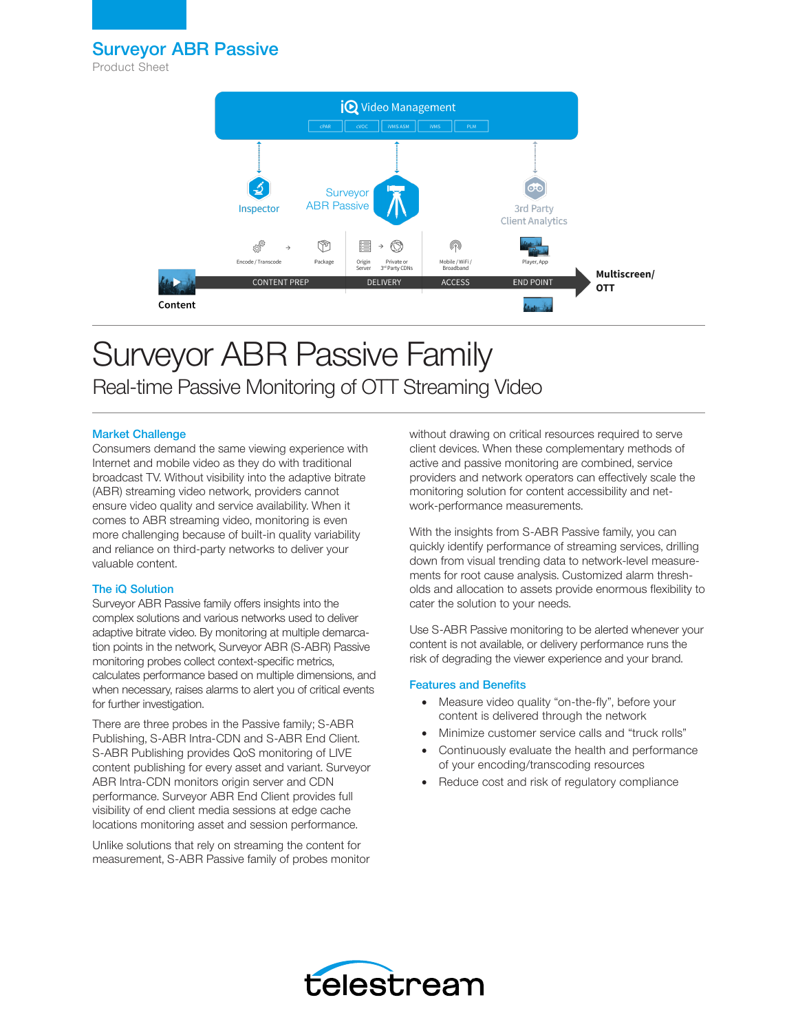# Surveyor ABR Passive

Product Sheet

iQ Video Management

cPAR | cVDC | iVMS ASM | iVMS | PLM

Inspector

Surveyor ABR Passive

3rd Party Client Analytics

Encode / Transcode → Package | Origin Server → Private or 3rd Party CDNs | Mobile / WiFi / Broadband | Player, App

Content — CONTENT PREP — DELIVERY — ACCESS — END POINT — Multiscreen/ OTT

# Surveyor ABR Passive Family

## Real-time Passive Monitoring of OTT Streaming Video

### Market Challenge

Consumers demand the same viewing experience with Internet and mobile video as they do with traditional broadcast TV. Without visibility into the adaptive bitrate (ABR) streaming video network, providers cannot ensure video quality and service availability. When it comes to ABR streaming video, monitoring is even more challenging because of built-in quality variability and reliance on third-party networks to deliver your valuable content.

### The iQ Solution

Surveyor ABR Passive family offers insights into the complex solutions and various networks used to deliver adaptive bitrate video. By monitoring at multiple demarcation points in the network, Surveyor ABR (S-ABR) Passive monitoring probes collect context-specific metrics, calculates performance based on multiple dimensions, and when necessary, raises alarms to alert you of critical events for further investigation.

There are three probes in the Passive family; S-ABR Publishing, S-ABR Intra-CDN and S-ABR End Client. S-ABR Publishing provides QoS monitoring of LIVE content publishing for every asset and variant. Surveyor ABR Intra-CDN monitors origin server and CDN performance. Surveyor ABR End Client provides full visibility of end client media sessions at edge cache locations monitoring asset and session performance.

Unlike solutions that rely on streaming the content for measurement, S-ABR Passive family of probes monitor without drawing on critical resources required to serve client devices. When these complementary methods of active and passive monitoring are combined, service providers and network operators can effectively scale the monitoring solution for content accessibility and network-performance measurements.

With the insights from S-ABR Passive family, you can quickly identify performance of streaming services, drilling down from visual trending data to network-level measurements for root cause analysis. Customized alarm thresholds and allocation to assets provide enormous flexibility to cater the solution to your needs.

Use S-ABR Passive monitoring to be alerted whenever your content is not available, or delivery performance runs the risk of degrading the viewer experience and your brand.

### Features and Benefits

- Measure video quality “on-the-fly”, before your content is delivered through the network
- Minimize customer service calls and “truck rolls”
- Continuously evaluate the health and performance of your encoding/transcoding resources
- Reduce cost and risk of regulatory compliance

telestream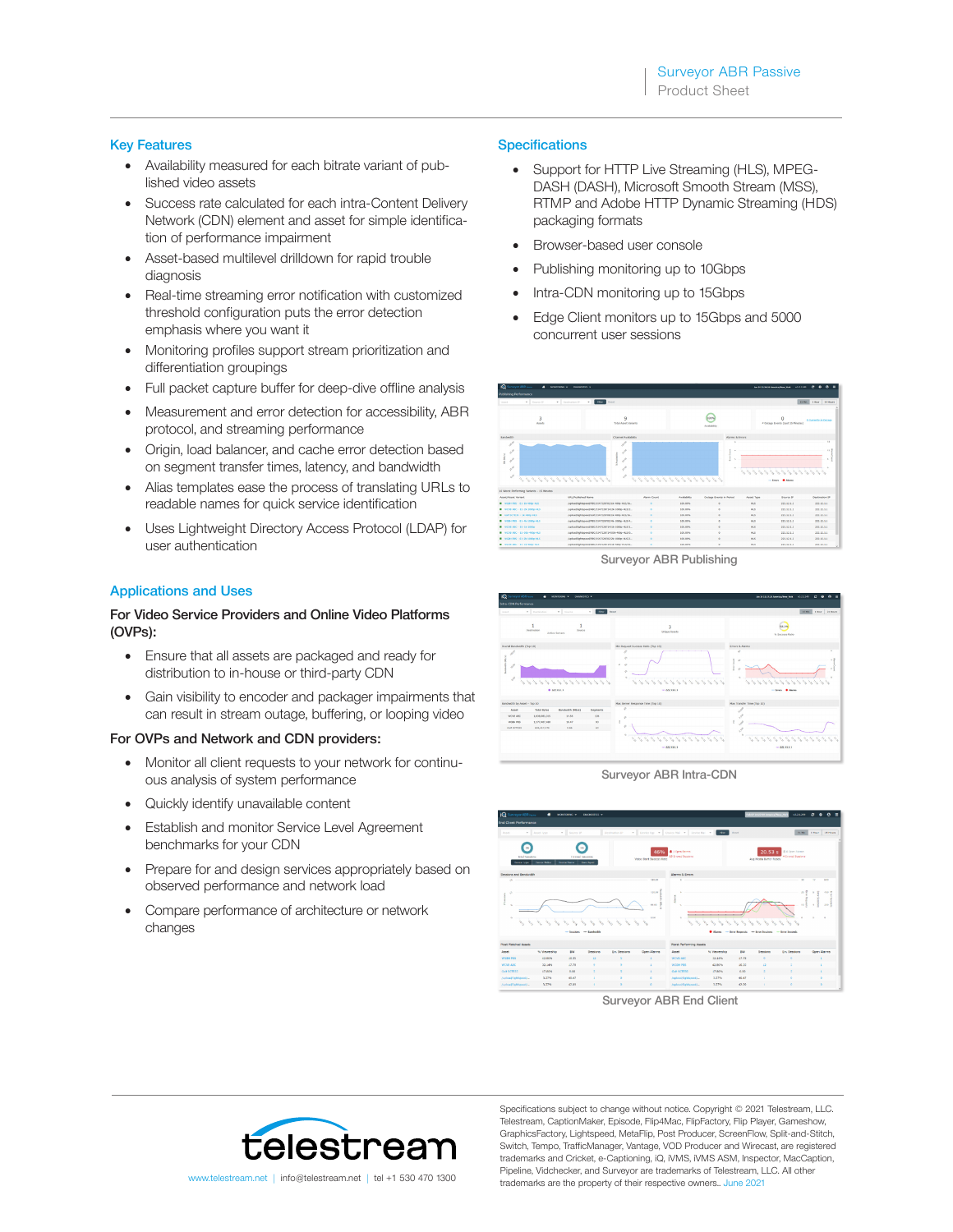## Key Features

- Availability measured for each bitrate variant of published video assets
- Success rate calculated for each intra-Content Delivery Network (CDN) element and asset for simple identification of performance impairment
- Asset-based multilevel drilldown for rapid trouble diagnosis
- Real-time streaming error notification with customized threshold configuration puts the error detection emphasis where you want it
- Monitoring profiles support stream prioritization and differentiation groupings
- Full packet capture buffer for deep-dive offline analysis
- Measurement and error detection for accessibility, ABR protocol, and streaming performance
- Origin, load balancer, and cache error detection based on segment transfer times, latency, and bandwidth
- Alias templates ease the process of translating URLs to readable names for quick service identification
- Uses Lightweight Directory Access Protocol (LDAP) for user authentication

## Applications and Uses

### For Video Service Providers and Online Video Platforms (OVPs):

- Ensure that all assets are packaged and ready for distribution to in-house or third-party CDN
- Gain visibility to encoder and packager impairments that can result in stream outage, buffering, or looping video

### For OVPs and Network and CDN providers:

- Monitor all client requests to your network for continuous analysis of system performance
- Quickly identify unavailable content
- Establish and monitor Service Level Agreement benchmarks for your CDN
- Prepare for and design services appropriately based on observed performance and network load
- Compare performance of architecture or network changes

## Specifications

- Support for HTTP Live Streaming (HLS), MPEG-DASH (DASH), Microsoft Smooth Stream (MSS), RTMP and Adobe HTTP Dynamic Streaming (HDS) packaging formats
- Browser-based user console
- Publishing monitoring up to 10Gbps
- Intra-CDN monitoring up to 15Gbps
- Edge Client monitors up to 15Gbps and 5000 concurrent user sessions

Surveyor ABR Publishing

Surveyor ABR Intra-CDN

Surveyor ABR End Client

telestream

www.telestream.net | info@telestream.net | tel +1 530 470 1300

Specifications subject to change without notice. Copyright © 2021 Telestream, LLC. Telestream, CaptionMaker, Episode, Flip4Mac, FlipFactory, Flip Player, Gameshow, GraphicsFactory, Lightspeed, MetaFlip, Post Producer, ScreenFlow, Split-and-Stitch, Switch, Tempo, TrafficManager, Vantage, VOD Producer and Wirecast, are registered trademarks and Cricket, e-Captioning, iQ, iVMS, iVMS ASM, Inspector, MacCaption, Pipeline, Vidchecker, and Surveyor are trademarks of Telestream, LLC. All other trademarks are the property of their respective owners.. June 2021